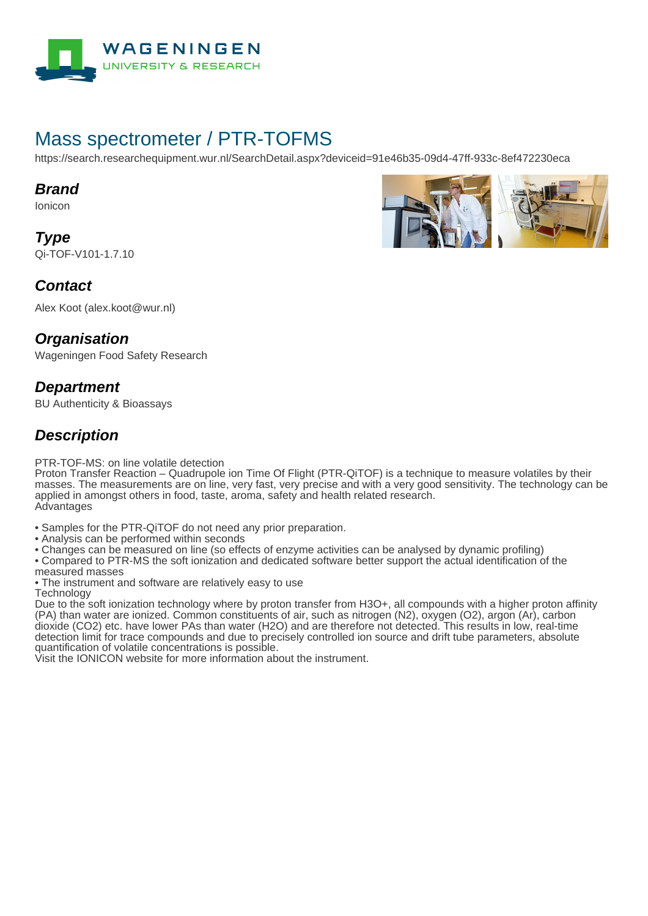# Mass spectrometer / PTR-TOFMS

https://search.researchequipment.wur.nl/SearchDetail.aspx?deviceid=91e46b35-09d4-47ff-933c-8ef472230eca

## Brand

Ionicon

## Type

Qi-TOF-V101-1.7.10

## Contact

Alex Koot (alex.koot@wur.nl)

## Organisation

Wageningen Food Safety Research

## Department

BU Authenticity & Bioassays

## Description

PTR-TOF-MS: on line volatile detection
Proton Transfer Reaction – Quadrupole ion Time Of Flight (PTR-QiTOF) is a technique to measure volatiles by their masses. The measurements are on line, very fast, very precise and with a very good sensitivity. The technology can be applied in amongst others in food, taste, aroma, safety and health related research.
Advantages

- Samples for the PTR-QiTOF do not need any prior preparation.
- Analysis can be performed within seconds
- Changes can be measured on line (so effects of enzyme activities can be analysed by dynamic profiling)
- Compared to PTR-MS the soft ionization and dedicated software better support the actual identification of the measured masses
- The instrument and software are relatively easy to use

Technology
Due to the soft ionization technology where by proton transfer from $H_3O^+$, all compounds with a higher proton affinity (PA) than water are ionized. Common constituents of air, such as nitrogen ($N_2$), oxygen ($O_2$), argon (Ar), carbon dioxide ($CO_2$) etc. have lower PAs than water ($H_2O$) and are therefore not detected. This results in low, real-time detection limit for trace compounds and due to precisely controlled ion source and drift tube parameters, absolute quantification of volatile concentrations is possible.
Visit the IONICON website for more information about the instrument.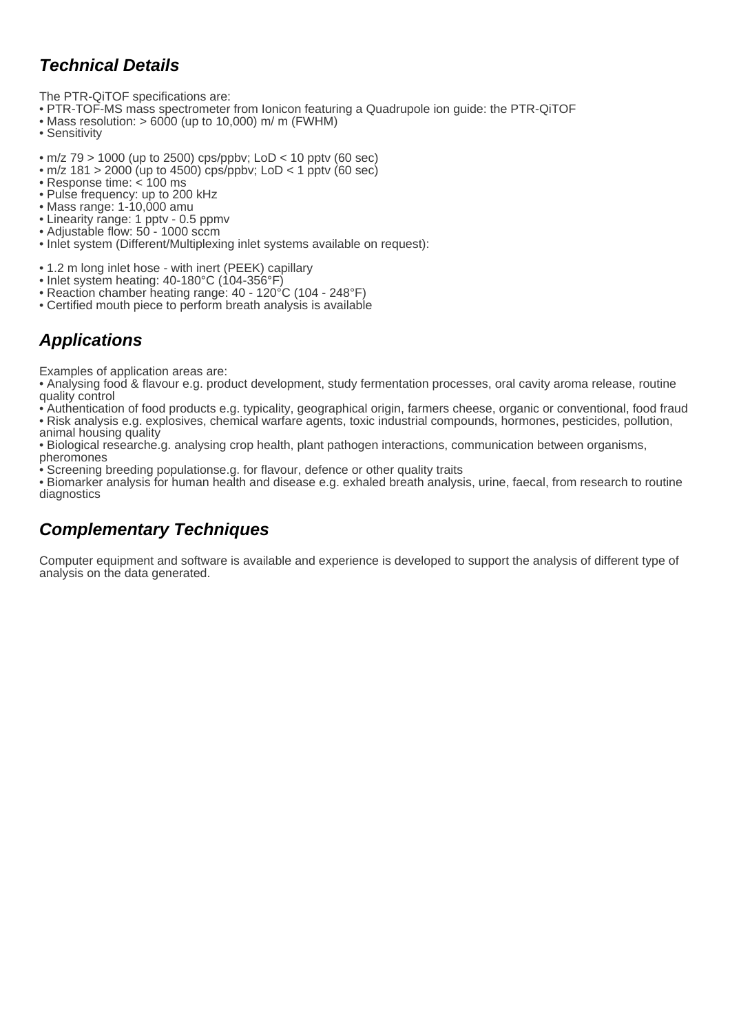## ***Technical Details***

The PTR-QiTOF specifications are:

- PTR-TOF-MS mass spectrometer from Ionicon featuring a Quadrupole ion guide: the PTR-QiTOF
- Mass resolution: > 6000 (up to 10,000) m/ m (FWHM)
- Sensitivity

- m/z 79 > 1000 (up to 2500) cps/ppbv; LoD < 10 pptv (60 sec)
- m/z 181 > 2000 (up to 4500) cps/ppbv; LoD < 1 pptv (60 sec)
- Response time: < 100 ms
- Pulse frequency: up to 200 kHz
- Mass range: 1-10,000 amu
- Linearity range: 1 pptv - 0.5 ppmv
- Adjustable flow: 50 - 1000 sccm
- Inlet system (Different/Multiplexing inlet systems available on request):

- 1.2 m long inlet hose - with inert (PEEK) capillary
- Inlet system heating: 40-180°C (104-356°F)
- Reaction chamber heating range: 40 - 120°C (104 - 248°F)
- Certified mouth piece to perform breath analysis is available

## ***Applications***

Examples of application areas are:

- Analysing food & flavour e.g. product development, study fermentation processes, oral cavity aroma release, routine quality control
- Authentication of food products e.g. typicality, geographical origin, farmers cheese, organic or conventional, food fraud
- Risk analysis e.g. explosives, chemical warfare agents, toxic industrial compounds, hormones, pesticides, pollution, animal housing quality
- Biological researche.g. analysing crop health, plant pathogen interactions, communication between organisms, pheromones
- Screening breeding populationse.g. for flavour, defence or other quality traits
- Biomarker analysis for human health and disease e.g. exhaled breath analysis, urine, faecal, from research to routine diagnostics

## ***Complementary Techniques***

Computer equipment and software is available and experience is developed to support the analysis of different type of analysis on the data generated.